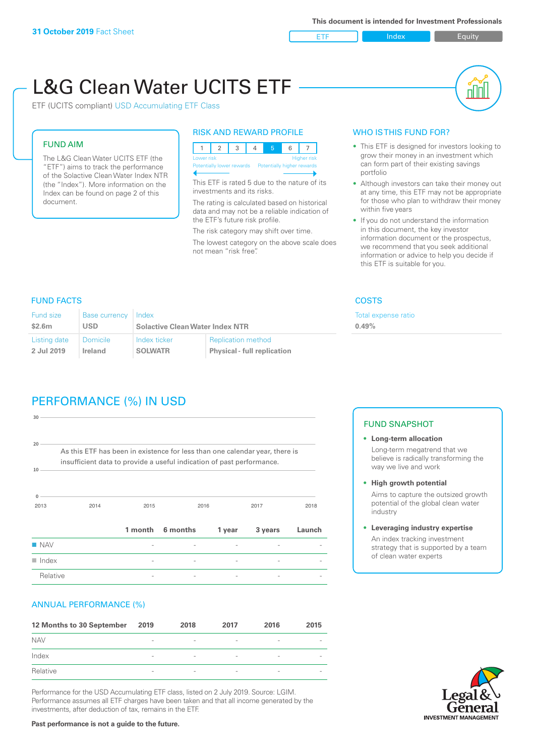**31 October 2019** Fact Sheet

This document is intended for Investment Professionals

ETF | Index | Equity

# L&G Clean Water UCITS ETF

ETF (UCITS compliant) USD Accumulating ETF Class

## FUND AIM

The L&G Clean Water UCITS ETF (the "ETF") aims to track the performance of the Solactive Clean Water Index NTR (the "Index"). More information on the Index can be found on page 2 of this document.

## RISK AND REWARD PROFILE

| 1 | 2 | 3 | 4 | **5** | 6 | 7 |
|---|---|---|---|---|---|---|

Lower risk — Higher risk
Potentially lower rewards — Potentially higher rewards

This ETF is rated 5 due to the nature of its investments and its risks.

The rating is calculated based on historical data and may not be a reliable indication of the ETF's future risk profile.

The risk category may shift over time.

The lowest category on the above scale does not mean "risk free".

## WHO IS THIS FUND FOR?

- This ETF is designed for investors looking to grow their money in an investment which can form part of their existing savings portfolio
- Although investors can take their money out at any time, this ETF may not be appropriate for those who plan to withdraw their money within five years
- If you do not understand the information in this document, the key investor information document or the prospectus, we recommend that you seek additional information or advice to help you decide if this ETF is suitable for you.

## FUND FACTS

| Fund size | Base currency | Index | |
|---|---|---|---|
| **$2.6m** | **USD** | **Solactive Clean Water Index NTR** | |
| **Listing date** | **Domicile** | **Index ticker** | **Replication method** |
| **2 Jul 2019** | **Ireland** | **SOLWATR** | **Physical - full replication** |

## COSTS

Total expense ratio
**0.49%**

## PERFORMANCE (%) IN USD

As this ETF has been in existence for less than one calendar year, there is insufficient data to provide a useful indication of past performance.

| | 1 month | 6 months | 1 year | 3 years | Launch |
|---|---|---|---|---|---|
| NAV | - | - | - | - | - |
| Index | - | - | - | - | - |
| Relative | - | - | - | - | - |

## ANNUAL PERFORMANCE (%)

| 12 Months to 30 September | 2019 | 2018 | 2017 | 2016 | 2015 |
|---|---|---|---|---|---|
| NAV | - | - | - | - | - |
| Index | - | - | - | - | - |
| Relative | - | - | - | - | - |

Performance for the USD Accumulating ETF class, listed on 2 July 2019. Source: LGIM. Performance assumes all ETF charges have been taken and that all income generated by the investments, after deduction of tax, remains in the ETF.

**Past performance is not a guide to the future.**

## FUND SNAPSHOT

- **Long-term allocation**
  Long-term megatrend that we believe is radically transforming the way we live and work
- **High growth potential**
  Aims to capture the outsized growth potential of the global clean water industry
- **Leveraging industry expertise**
  An index tracking investment strategy that is supported by a team of clean water experts

Legal & General INVESTMENT MANAGEMENT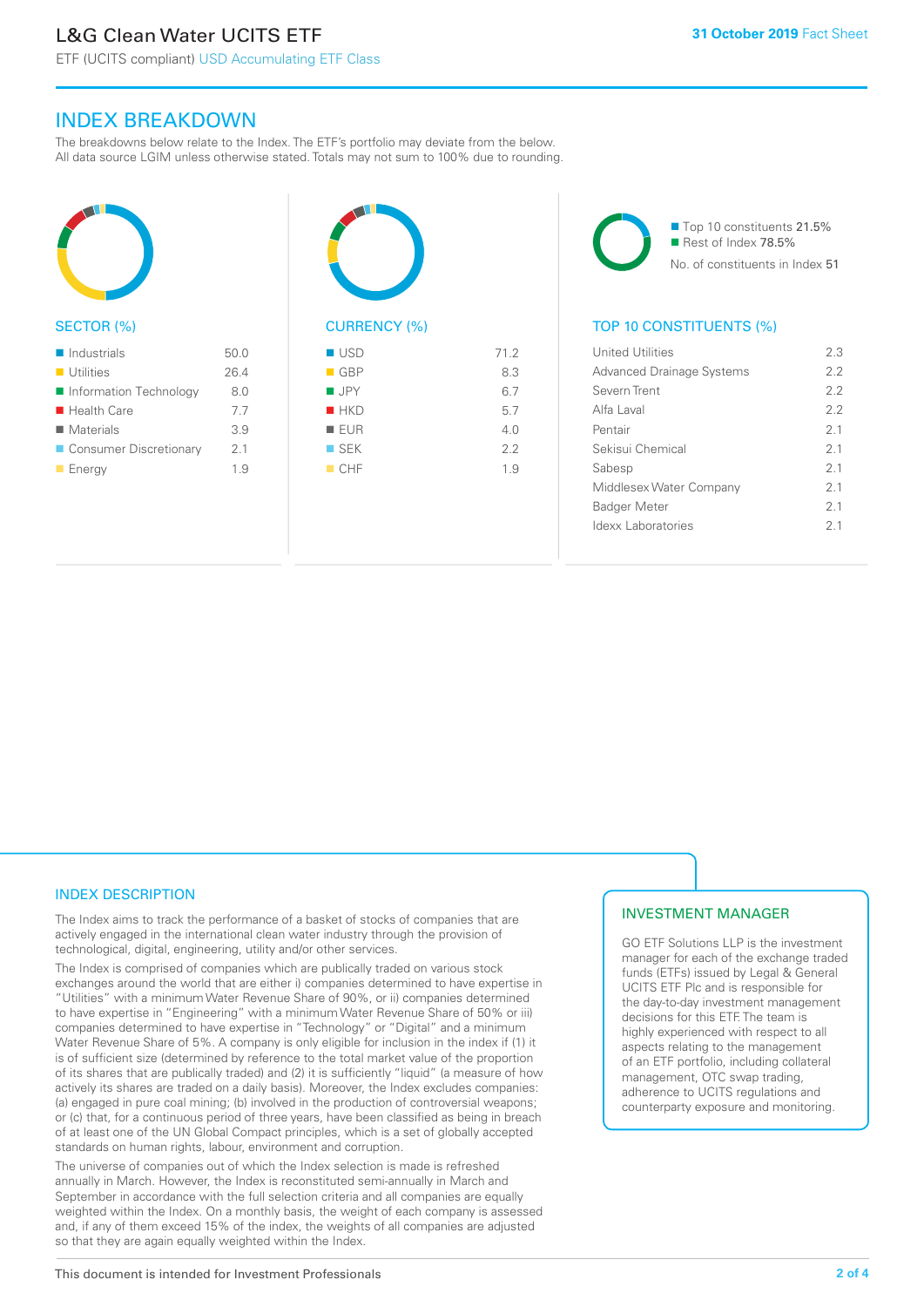## INDEX BREAKDOWN

The breakdowns below relate to the Index. The ETF's portfolio may deviate from the below. All data source LGIM unless otherwise stated. Totals may not sum to 100% due to rounding.

### SECTOR (%)

| Sector | % |
|---|---|
| Industrials | 50.0 |
| Utilities | 26.4 |
| Information Technology | 8.0 |
| Health Care | 7.7 |
| Materials | 3.9 |
| Consumer Discretionary | 2.1 |
| Energy | 1.9 |

### CURRENCY (%)

| Currency | % |
|---|---|
| USD | 71.2 |
| GBP | 8.3 |
| JPY | 6.7 |
| HKD | 5.7 |
| EUR | 4.0 |
| SEK | 2.2 |
| CHF | 1.9 |

- Top 10 constituents 21.5%
- Rest of Index 78.5%

No. of constituents in Index 51

### TOP 10 CONSTITUENTS (%)

| Constituent | % |
|---|---|
| United Utilities | 2.3 |
| Advanced Drainage Systems | 2.2 |
| Severn Trent | 2.2 |
| Alfa Laval | 2.2 |
| Pentair | 2.1 |
| Sekisui Chemical | 2.1 |
| Sabesp | 2.1 |
| Middlesex Water Company | 2.1 |
| Badger Meter | 2.1 |
| Idexx Laboratories | 2.1 |

## INDEX DESCRIPTION

The Index aims to track the performance of a basket of stocks of companies that are actively engaged in the international clean water industry through the provision of technological, digital, engineering, utility and/or other services.

The Index is comprised of companies which are publically traded on various stock exchanges around the world that are either i) companies determined to have expertise in "Utilities" with a minimum Water Revenue Share of 90%, or ii) companies determined to have expertise in "Engineering" with a minimum Water Revenue Share of 50% or iii) companies determined to have expertise in "Technology" or "Digital" and a minimum Water Revenue Share of 5%. A company is only eligible for inclusion in the index if (1) it is of sufficient size (determined by reference to the total market value of the proportion of its shares that are publically traded) and (2) it is sufficiently "liquid" (a measure of how actively its shares are traded on a daily basis). Moreover, the Index excludes companies: (a) engaged in pure coal mining; (b) involved in the production of controversial weapons; or (c) that, for a continuous period of three years, have been classified as being in breach of at least one of the UN Global Compact principles, which is a set of globally accepted standards on human rights, labour, environment and corruption.

The universe of companies out of which the Index selection is made is refreshed annually in March. However, the Index is reconstituted semi-annually in March and September in accordance with the full selection criteria and all companies are equally weighted within the Index. On a monthly basis, the weight of each company is assessed and, if any of them exceed 15% of the index, the weights of all companies are adjusted so that they are again equally weighted within the Index.

## INVESTMENT MANAGER

GO ETF Solutions LLP is the investment manager for each of the exchange traded funds (ETFs) issued by Legal & General UCITS ETF Plc and is responsible for the day-to-day investment management decisions for this ETF. The team is highly experienced with respect to all aspects relating to the management of an ETF portfolio, including collateral management, OTC swap trading, adherence to UCITS regulations and counterparty exposure and monitoring.

This document is intended for Investment Professionals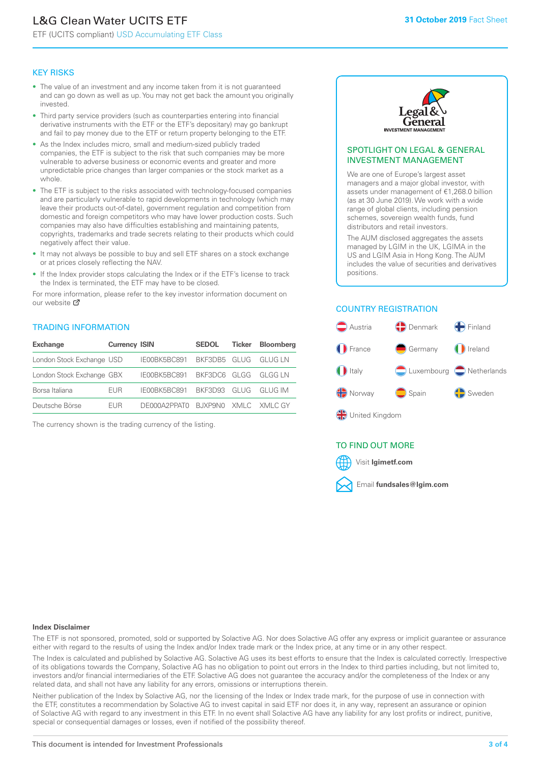# L&G Clean Water UCITS ETF

ETF (UCITS compliant) USD Accumulating ETF Class

**31 October 2019** Fact Sheet

## KEY RISKS

- The value of an investment and any income taken from it is not guaranteed and can go down as well as up. You may not get back the amount you originally invested.
- Third party service providers (such as counterparties entering into financial derivative instruments with the ETF or the ETF's depositary) may go bankrupt and fail to pay money due to the ETF or return property belonging to the ETF.
- As the Index includes micro, small and medium-sized publicly traded companies, the ETF is subject to the risk that such companies may be more vulnerable to adverse business or economic events and greater and more unpredictable price changes than larger companies or the stock market as a whole.
- The ETF is subject to the risks associated with technology-focused companies and are particularly vulnerable to rapid developments in technology (which may leave their products out-of-date), government regulation and competition from domestic and foreign competitors who may have lower production costs. Such companies may also have difficulties establishing and maintaining patents, copyrights, trademarks and trade secrets relating to their products which could negatively affect their value.
- It may not always be possible to buy and sell ETF shares on a stock exchange or at prices closely reflecting the NAV.
- If the Index provider stops calculating the Index or if the ETF's license to track the Index is terminated, the ETF may have to be closed.

For more information, please refer to the key investor information document on our website

## TRADING INFORMATION

| Exchange | Currency | ISIN | SEDOL | Ticker | Bloomberg |
|---|---|---|---|---|---|
| London Stock Exchange | USD | IE00BK5BC891 | BKF3DB5 | GLUG | GLUG LN |
| London Stock Exchange | GBX | IE00BK5BC891 | BKF3DC6 | GLGG | GLGG LN |
| Borsa Italiana | EUR | IE00BK5BC891 | BKF3D93 | GLUG | GLUG IM |
| Deutsche Börse | EUR | DE000A2PPAT0 | BJXP9N0 | XMLC | XMLC GY |

The currency shown is the trading currency of the listing.

## SPOTLIGHT ON LEGAL & GENERAL INVESTMENT MANAGEMENT

We are one of Europe's largest asset managers and a major global investor, with assets under management of €1,268.0 billion (as at 30 June 2019). We work with a wide range of global clients, including pension schemes, sovereign wealth funds, fund distributors and retail investors.

The AUM disclosed aggregates the assets managed by LGIM in the UK, LGIMA in the US and LGIM Asia in Hong Kong. The AUM includes the value of securities and derivatives positions.

## COUNTRY REGISTRATION

Austria, Denmark, Finland, France, Germany, Ireland, Italy, Luxembourg, Netherlands, Norway, Spain, Sweden, United Kingdom

## TO FIND OUT MORE

Visit **lgimetf.com**

Email **fundsales@lgim.com**

### Index Disclaimer

The ETF is not sponsored, promoted, sold or supported by Solactive AG. Nor does Solactive AG offer any express or implicit guarantee or assurance either with regard to the results of using the Index and/or Index trade mark or the Index price, at any time or in any other respect.

The Index is calculated and published by Solactive AG. Solactive AG uses its best efforts to ensure that the Index is calculated correctly. Irrespective of its obligations towards the Company, Solactive AG has no obligation to point out errors in the Index to third parties including, but not limited to, investors and/or financial intermediaries of the ETF. Solactive AG does not guarantee the accuracy and/or the completeness of the Index or any related data, and shall not have any liability for any errors, omissions or interruptions therein.

Neither publication of the Index by Solactive AG, nor the licensing of the Index or Index trade mark, for the purpose of use in connection with the ETF, constitutes a recommendation by Solactive AG to invest capital in said ETF nor does it, in any way, represent an assurance or opinion of Solactive AG with regard to any investment in this ETF. In no event shall Solactive AG have any liability for any lost profits or indirect, punitive, special or consequential damages or losses, even if notified of the possibility thereof.

This document is intended for Investment Professionals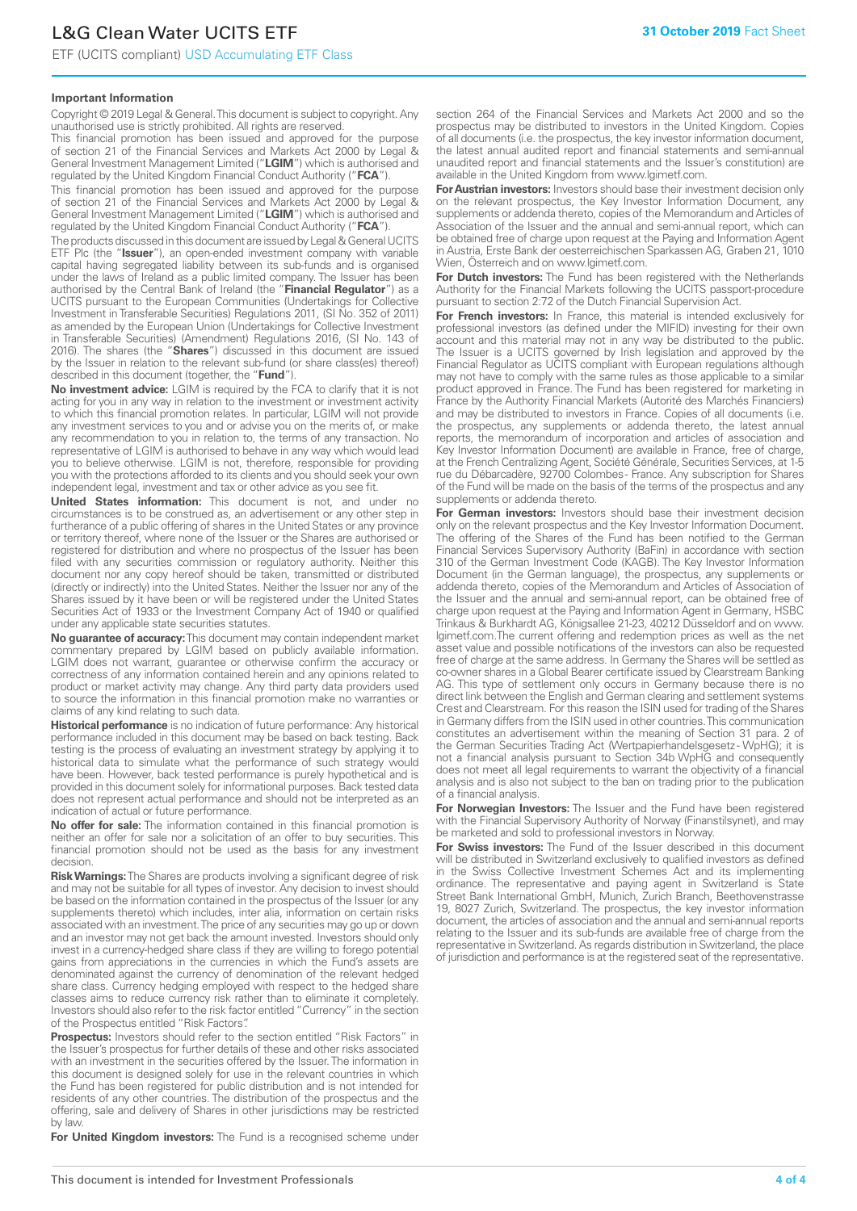### Important Information

Copyright © 2019 Legal & General. This document is subject to copyright. Any unauthorised use is strictly prohibited. All rights are reserved.

This financial promotion has been issued and approved for the purpose of section 21 of the Financial Services and Markets Act 2000 by Legal & General Investment Management Limited ("**LGIM**") which is authorised and regulated by the United Kingdom Financial Conduct Authority ("**FCA**").

This financial promotion has been issued and approved for the purpose of section 21 of the Financial Services and Markets Act 2000 by Legal & General Investment Management Limited ("**LGIM**") which is authorised and regulated by the United Kingdom Financial Conduct Authority ("**FCA**").

The products discussed in this document are issued by Legal & General UCITS ETF Plc (the "**Issuer**"), an open-ended investment company with variable capital having segregated liability between its sub-funds and is organised under the laws of Ireland as a public limited company. The Issuer has been authorised by the Central Bank of Ireland (the "**Financial Regulator**") as a UCITS pursuant to the European Communities (Undertakings for Collective Investment in Transferable Securities) Regulations 2011, (SI No. 352 of 2011) as amended by the European Union (Undertakings for Collective Investment in Transferable Securities) (Amendment) Regulations 2016, (SI No. 143 of 2016). The shares (the "**Shares**") discussed in this document are issued by the Issuer in relation to the relevant sub-fund (or share class(es) thereof) described in this document (together, the "**Fund**").

**No investment advice:** LGIM is required by the FCA to clarify that it is not acting for you in any way in relation to the investment or investment activity to which this financial promotion relates. In particular, LGIM will not provide any investment services to you and or advise you on the merits of, or make any recommendation to you in relation to, the terms of any transaction. No representative of LGIM is authorised to behave in any way which would lead you to believe otherwise. LGIM is not, therefore, responsible for providing you with the protections afforded to its clients and you should seek your own independent legal, investment and tax or other advice as you see fit.

**United States information:** This document is not, and under no circumstances is to be construed as, an advertisement or any other step in furtherance of a public offering of shares in the United States or any province or territory thereof, where none of the Issuer or the Shares are authorised or registered for distribution and where no prospectus of the Issuer has been filed with any securities commission or regulatory authority. Neither this document nor any copy hereof should be taken, transmitted or distributed (directly or indirectly) into the United States. Neither the Issuer nor any of the Shares issued by it have been or will be registered under the United States Securities Act of 1933 or the Investment Company Act of 1940 or qualified under any applicable state securities statutes.

**No guarantee of accuracy:** This document may contain independent market commentary prepared by LGIM based on publicly available information. LGIM does not warrant, guarantee or otherwise confirm the accuracy or correctness of any information contained herein and any opinions related to product or market activity may change. Any third party data providers used to source the information in this financial promotion make no warranties or claims of any kind relating to such data.

**Historical performance** is no indication of future performance: Any historical performance included in this document may be based on back testing. Back testing is the process of evaluating an investment strategy by applying it to historical data to simulate what the performance of such strategy would have been. However, back tested performance is purely hypothetical and is provided in this document solely for informational purposes. Back tested data does not represent actual performance and should not be interpreted as an indication of actual or future performance.

**No offer for sale:** The information contained in this financial promotion is neither an offer for sale nor a solicitation of an offer to buy securities. This financial promotion should not be used as the basis for any investment decision.

**Risk Warnings:** The Shares are products involving a significant degree of risk and may not be suitable for all types of investor. Any decision to invest should be based on the information contained in the prospectus of the Issuer (or any supplements thereto) which includes, inter alia, information on certain risks associated with an investment. The price of any securities may go up or down and an investor may not get back the amount invested. Investors should only invest in a currency-hedged share class if they are willing to forego potential gains from appreciations in the currencies in which the Fund's assets are denominated against the currency of denomination of the relevant hedged share class. Currency hedging employed with respect to the hedged share classes aims to reduce currency risk rather than to eliminate it completely. Investors should also refer to the risk factor entitled "Currency" in the section of the Prospectus entitled "Risk Factors".

**Prospectus:** Investors should refer to the section entitled "Risk Factors" in the Issuer's prospectus for further details of these and other risks associated with an investment in the securities offered by the Issuer. The information in this document is designed solely for use in the relevant countries in which the Fund has been registered for public distribution and is not intended for residents of any other countries. The distribution of the prospectus and the offering, sale and delivery of Shares in other jurisdictions may be restricted by law.

**For United Kingdom investors:** The Fund is a recognised scheme under section 264 of the Financial Services and Markets Act 2000 and so the prospectus may be distributed to investors in the United Kingdom. Copies of all documents (i.e. the prospectus, the key investor information document, the latest annual audited report and financial statements and semi-annual unaudited report and financial statements and the Issuer's constitution) are available in the United Kingdom from www.lgimetf.com.

**For Austrian investors:** Investors should base their investment decision only on the relevant prospectus, the Key Investor Information Document, any supplements or addenda thereto, copies of the Memorandum and Articles of Association of the Issuer and the annual and semi-annual report, which can be obtained free of charge upon request at the Paying and Information Agent in Austria, Erste Bank der oesterreichischen Sparkassen AG, Graben 21, 1010 Wien, Österreich and on www.lgimetf.com.

**For Dutch investors:** The Fund has been registered with the Netherlands Authority for the Financial Markets following the UCITS passport-procedure pursuant to section 2:72 of the Dutch Financial Supervision Act.

**For French investors:** In France, this material is intended exclusively for professional investors (as defined under the MIFID) investing for their own account and this material may not in any way be distributed to the public. The Issuer is a UCITS governed by Irish legislation and approved by the Financial Regulator as UCITS compliant with European regulations although may not have to comply with the same rules as those applicable to a similar product approved in France. The Fund has been registered for marketing in France by the Authority Financial Markets (Autorité des Marchés Financiers) and may be distributed to investors in France. Copies of all documents (i.e. the prospectus, any supplements or addenda thereto, the latest annual reports, the memorandum of incorporation and articles of association and Key Investor Information Document) are available in France, free of charge, at the French Centralizing Agent, Société Générale, Securities Services, at 1-5 rue du Débarcadère, 92700 Colombes - France. Any subscription for Shares of the Fund will be made on the basis of the terms of the prospectus and any supplements or addenda thereto.

**For German investors:** Investors should base their investment decision only on the relevant prospectus and the Key Investor Information Document. The offering of the Shares of the Fund has been notified to the German Financial Services Supervisory Authority (BaFin) in accordance with section 310 of the German Investment Code (KAGB). The Key Investor Information Document (in the German language), the prospectus, any supplements or addenda thereto, copies of the Memorandum and Articles of Association of the Issuer and the annual and semi-annual report, can be obtained free of charge upon request at the Paying and Information Agent in Germany, HSBC Trinkaus & Burkhardt AG, Königsallee 21-23, 40212 Düsseldorf and on www.lgimetf.com. The current offering and redemption prices as well as the net asset value and possible notifications of the investors can also be requested free of charge at the same address. In Germany the Shares will be settled as co-owner shares in a Global Bearer certificate issued by Clearstream Banking AG. This type of settlement only occurs in Germany because there is no direct link between the English and German clearing and settlement systems Crest and Clearstream. For this reason the ISIN used for trading of the Shares in Germany differs from the ISIN used in other countries. This communication constitutes an advertisement within the meaning of Section 31 para. 2 of the German Securities Trading Act (Wertpapierhandelsgesetz - WpHG); it is not a financial analysis pursuant to Section 34b WpHG and consequently does not meet all legal requirements to warrant the objectivity of a financial analysis and is also not subject to the ban on trading prior to the publication of a financial analysis.

**For Norwegian Investors:** The Issuer and the Fund have been registered with the Financial Supervisory Authority of Norway (Finanstilsynet), and may be marketed and sold to professional investors in Norway.

**For Swiss investors:** The Fund of the Issuer described in this document will be distributed in Switzerland exclusively to qualified investors as defined in the Swiss Collective Investment Schemes Act and its implementing ordinance. The representative and paying agent in Switzerland is State Street Bank International GmbH, Munich, Zurich Branch, Beethovenstrasse 19, 8027 Zurich, Switzerland. The prospectus, the key investor information document, the articles of association and the annual and semi-annual reports relating to the Issuer and its sub-funds are available free of charge from the representative in Switzerland. As regards distribution in Switzerland, the place of jurisdiction and performance is at the registered seat of the representative.